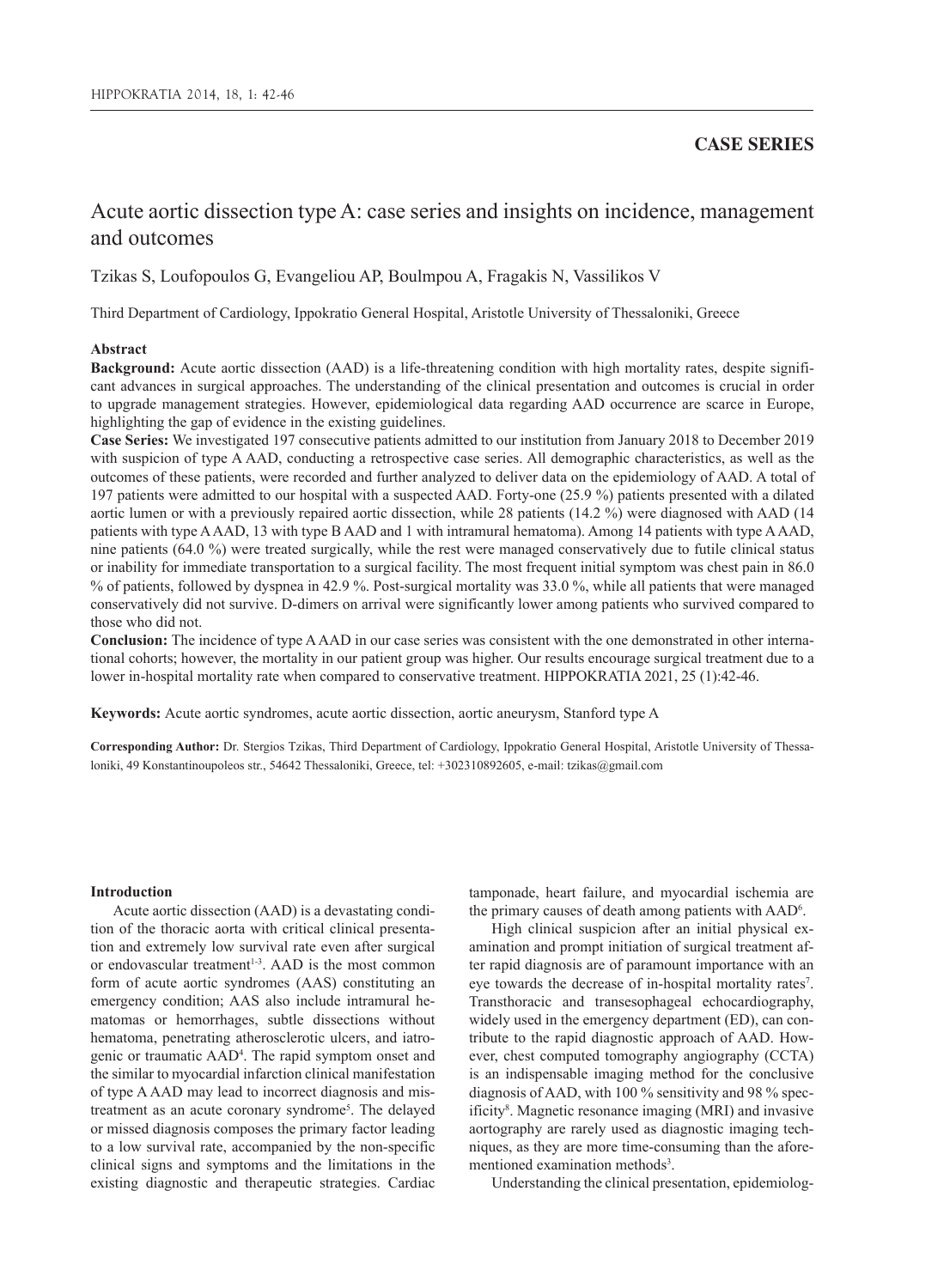**CASE SERIES**

# Acute aortic dissection type A: case series and insights on incidence, management and outcomes

Tzikas S, Loufopoulos G, Evangeliou AP, Boulmpou A, Fragakis N, Vassilikos V

Third Department of Cardiology, Ippokratio General Hospital, Aristotle University of Thessaloniki, Greece

### Abstract

**Background:** Acute aortic dissection (AAD) is a life-threatening condition with high mortality rates, despite significant advances in surgical approaches. The understanding of the clinical presentation and outcomes is crucial in order to upgrade management strategies. However, epidemiological data regarding AAD occurrence are scarce in Europe, highlighting the gap of evidence in the existing guidelines.

**Case Series:** We investigated 197 consecutive patients admitted to our institution from January 2018 to December 2019 with suspicion of type A AAD, conducting a retrospective case series. All demographic characteristics, as well as the outcomes of these patients, were recorded and further analyzed to deliver data on the epidemiology of AAD. A total of 197 patients were admitted to our hospital with a suspected AAD. Forty-one (25.9 %) patients presented with a dilated aortic lumen or with a previously repaired aortic dissection, while 28 patients (14.2 %) were diagnosed with AAD (14 patients with type A AAD, 13 with type B AAD and 1 with intramural hematoma). Among 14 patients with type A AAD, nine patients (64.0 %) were treated surgically, while the rest were managed conservatively due to futile clinical status or inability for immediate transportation to a surgical facility. The most frequent initial symptom was chest pain in 86.0 % of patients, followed by dyspnea in 42.9 %. Post-surgical mortality was 33.0 %, while all patients that were managed conservatively did not survive. D-dimers on arrival were significantly lower among patients who survived compared to those who did not.

**Conclusion:** The incidence of type A AAD in our case series was consistent with the one demonstrated in other international cohorts; however, the mortality in our patient group was higher. Our results encourage surgical treatment due to a lower in-hospital mortality rate when compared to conservative treatment. HIPPOKRATIA 2021, 25 (1):42-46.

**Keywords:** Acute aortic syndromes, acute aortic dissection, aortic aneurysm, Stanford type A

**Corresponding Author:** Dr. Stergios Tzikas, Third Department of Cardiology, Ippokratio General Hospital, Aristotle University of Thessaloniki, 49 Konstantinoupoleos str., 54642 Thessaloniki, Greece, tel: +302310892605, e-mail: tzikas@gmail.com

## Introduction

Acute aortic dissection (AAD) is a devastating condition of the thoracic aorta with critical clinical presentation and extremely low survival rate even after surgical or endovascular treatment[1-3]. AAD is the most common form of acute aortic syndromes (AAS) constituting an emergency condition; AAS also include intramural hematomas or hemorrhages, subtle dissections without hematoma, penetrating atherosclerotic ulcers, and iatrogenic or traumatic AAD[4]. The rapid symptom onset and the similar to myocardial infarction clinical manifestation of type A AAD may lead to incorrect diagnosis and mistreatment as an acute coronary syndrome[5]. The delayed or missed diagnosis composes the primary factor leading to a low survival rate, accompanied by the non-specific clinical signs and symptoms and the limitations in the existing diagnostic and therapeutic strategies. Cardiac tamponade, heart failure, and myocardial ischemia are the primary causes of death among patients with AAD[6].

High clinical suspicion after an initial physical examination and prompt initiation of surgical treatment after rapid diagnosis are of paramount importance with an eye towards the decrease of in-hospital mortality rates[7]. Transthoracic and transesophageal echocardiography, widely used in the emergency department (ED), can contribute to the rapid diagnostic approach of AAD. However, chest computed tomography angiography (CCTA) is an indispensable imaging method for the conclusive diagnosis of AAD, with 100 % sensitivity and 98 % specificity[8]. Magnetic resonance imaging (MRI) and invasive aortography are rarely used as diagnostic imaging techniques, as they are more time-consuming than the aforementioned examination methods[3].

Understanding the clinical presentation, epidemiolog-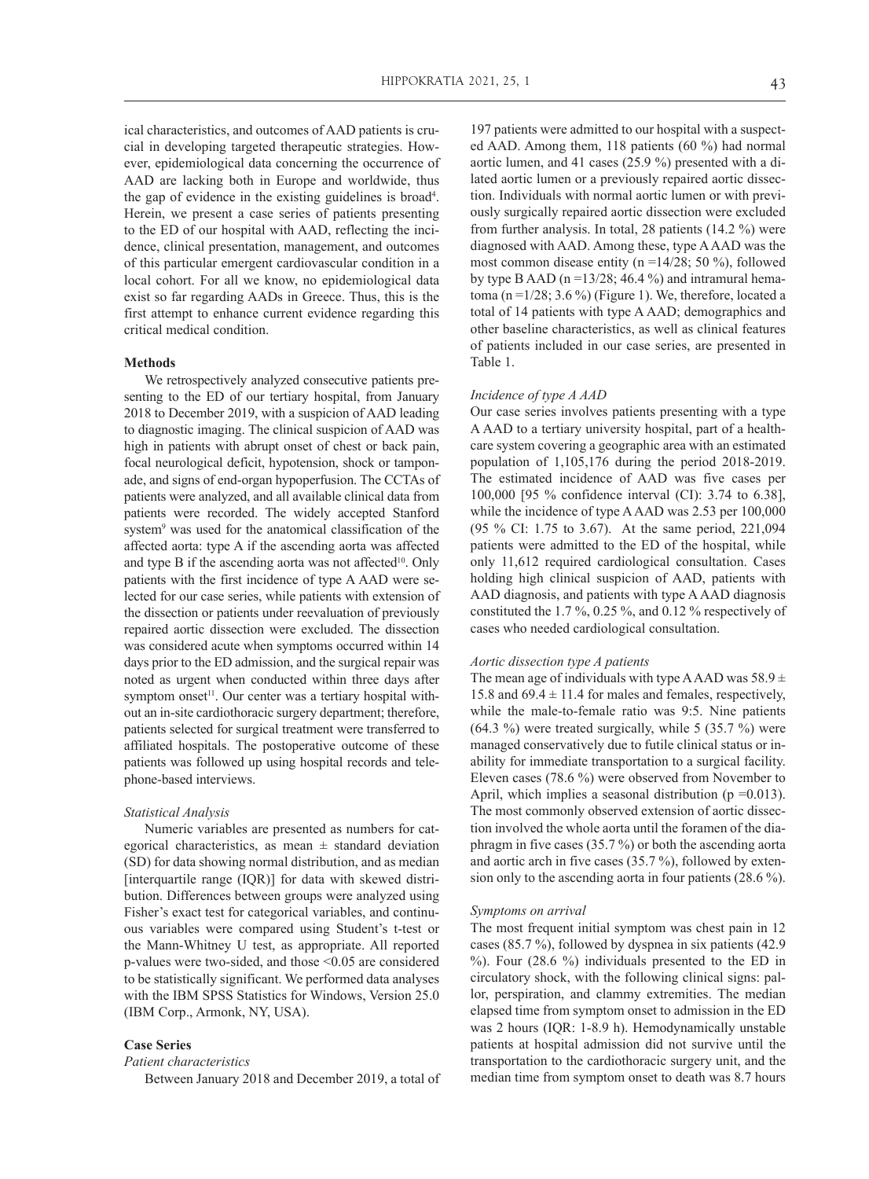ical characteristics, and outcomes of AAD patients is crucial in developing targeted therapeutic strategies. However, epidemiological data concerning the occurrence of AAD are lacking both in Europe and worldwide, thus the gap of evidence in the existing guidelines is broad[4]. Herein, we present a case series of patients presenting to the ED of our hospital with AAD, reflecting the incidence, clinical presentation, management, and outcomes of this particular emergent cardiovascular condition in a local cohort. For all we know, no epidemiological data exist so far regarding AADs in Greece. Thus, this is the first attempt to enhance current evidence regarding this critical medical condition.

## Methods

We retrospectively analyzed consecutive patients presenting to the ED of our tertiary hospital, from January 2018 to December 2019, with a suspicion of AAD leading to diagnostic imaging. The clinical suspicion of AAD was high in patients with abrupt onset of chest or back pain, focal neurological deficit, hypotension, shock or tamponade, and signs of end-organ hypoperfusion. The CCTAs of patients were analyzed, and all available clinical data from patients were recorded. The widely accepted Stanford system[9] was used for the anatomical classification of the affected aorta: type A if the ascending aorta was affected and type B if the ascending aorta was not affected[10]. Only patients with the first incidence of type A AAD were selected for our case series, while patients with extension of the dissection or patients under reevaluation of previously repaired aortic dissection were excluded. The dissection was considered acute when symptoms occurred within 14 days prior to the ED admission, and the surgical repair was noted as urgent when conducted within three days after symptom onset[11]. Our center was a tertiary hospital without an in-site cardiothoracic surgery department; therefore, patients selected for surgical treatment were transferred to affiliated hospitals. The postoperative outcome of these patients was followed up using hospital records and telephone-based interviews.

### *Statistical Analysis*

Numeric variables are presented as numbers for categorical characteristics, as mean ± standard deviation (SD) for data showing normal distribution, and as median [interquartile range (IQR)] for data with skewed distribution. Differences between groups were analyzed using Fisher's exact test for categorical variables, and continuous variables were compared using Student's t-test or the Mann-Whitney U test, as appropriate. All reported p-values were two-sided, and those <0.05 are considered to be statistically significant. We performed data analyses with the IBM SPSS Statistics for Windows, Version 25.0 (IBM Corp., Armonk, NY, USA).

## Case Series

### *Patient characteristics*

Between January 2018 and December 2019, a total of 197 patients were admitted to our hospital with a suspected AAD. Among them, 118 patients (60 %) had normal aortic lumen, and 41 cases (25.9 %) presented with a dilated aortic lumen or a previously repaired aortic dissection. Individuals with normal aortic lumen or with previously surgically repaired aortic dissection were excluded from further analysis. In total, 28 patients (14.2 %) were diagnosed with AAD. Among these, type A AAD was the most common disease entity (n =14/28; 50 %), followed by type B AAD (n =13/28; 46.4 %) and intramural hematoma (n =1/28; 3.6 %) (Figure 1). We, therefore, located a total of 14 patients with type A AAD; demographics and other baseline characteristics, as well as clinical features of patients included in our case series, are presented in Table 1.

### *Incidence of type A AAD*

Our case series involves patients presenting with a type A AAD to a tertiary university hospital, part of a healthcare system covering a geographic area with an estimated population of 1,105,176 during the period 2018-2019. The estimated incidence of AAD was five cases per 100,000 [95 % confidence interval (CI): 3.74 to 6.38], while the incidence of type A AAD was 2.53 per 100,000 (95 % CI: 1.75 to 3.67). At the same period, 221,094 patients were admitted to the ED of the hospital, while only 11,612 required cardiological consultation. Cases holding high clinical suspicion of AAD, patients with AAD diagnosis, and patients with type A AAD diagnosis constituted the 1.7 %, 0.25 %, and 0.12 % respectively of cases who needed cardiological consultation.

### *Aortic dissection type A patients*

The mean age of individuals with type A AAD was 58.9 ± 15.8 and 69.4 ± 11.4 for males and females, respectively, while the male-to-female ratio was 9:5. Nine patients (64.3 %) were treated surgically, while 5 (35.7 %) were managed conservatively due to futile clinical status or inability for immediate transportation to a surgical facility. Eleven cases (78.6 %) were observed from November to April, which implies a seasonal distribution (p =0.013). The most commonly observed extension of aortic dissection involved the whole aorta until the foramen of the diaphragm in five cases (35.7 %) or both the ascending aorta and aortic arch in five cases (35.7 %), followed by extension only to the ascending aorta in four patients (28.6 %).

### *Symptoms on arrival*

The most frequent initial symptom was chest pain in 12 cases (85.7 %), followed by dyspnea in six patients (42.9 %). Four (28.6 %) individuals presented to the ED in circulatory shock, with the following clinical signs: pallor, perspiration, and clammy extremities. The median elapsed time from symptom onset to admission in the ED was 2 hours (IQR: 1-8.9 h). Hemodynamically unstable patients at hospital admission did not survive until the transportation to the cardiothoracic surgery unit, and the median time from symptom onset to death was 8.7 hours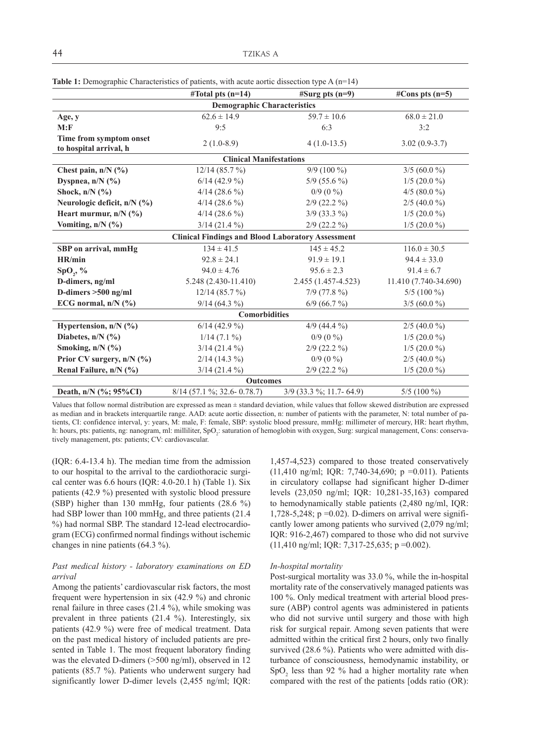**Table 1:** Demographic Characteristics of patients, with acute aortic dissection type A (n=14)

| | #Total pts (n=14) | #Surg pts (n=9) | #Cons pts (n=5) |
|---|---|---|---|
| **Demographic Characteristics** | | | |
| **Age, y** | 62.6 ± 14.9 | 59.7 ± 10.6 | 68.0 ± 21.0 |
| **M:F** | 9:5 | 6:3 | 3:2 |
| **Time from symptom onset to hospital arrival, h** | 2 (1.0-8.9) | 4 (1.0-13.5) | 3.02 (0.9-3.7) |
| **Clinical Manifestations** | | | |
| **Chest pain, n/N (%)** | 12/14 (85.7 %) | 9/9 (100 %) | 3/5 (60.0 %) |
| **Dyspnea, n/N (%)** | 6/14 (42.9 %) | 5/9 (55.6 %) | 1/5 (20.0 %) |
| **Shock, n/N (%)** | 4/14 (28.6 %) | 0/9 (0 %) | 4/5 (80.0 %) |
| **Neurologic deficit, n/N (%)** | 4/14 (28.6 %) | 2/9 (22.2 %) | 2/5 (40.0 %) |
| **Heart murmur, n/N (%)** | 4/14 (28.6 %) | 3/9 (33.3 %) | 1/5 (20.0 %) |
| **Vomiting, n/N (%)** | 3/14 (21.4 %) | 2/9 (22.2 %) | 1/5 (20.0 %) |
| **Clinical Findings and Blood Laboratory Assessment** | | | |
| **SBP on arrival, mmHg** | 134 ± 41.5 | 145 ± 45.2 | 116.0 ± 30.5 |
| **HR/min** | 92.8 ± 24.1 | 91.9 ± 19.1 | 94.4 ± 33.0 |
| **$SpO_2$, %** | 94.0 ± 4.76 | 95.6 ± 2.3 | 91.4 ± 6.7 |
| **D-dimers, ng/ml** | 5.248 (2.430-11.410) | 2.455 (1.457-4.523) | 11.410 (7.740-34.690) |
| **D-dimers >500 ng/ml** | 12/14 (85.7 %) | 7/9 (77.8 %) | 5/5 (100 %) |
| **ECG normal, n/N (%)** | 9/14 (64.3 %) | 6/9 (66.7 %) | 3/5 (60.0 %) |
| **Comorbidities** | | | |
| **Hypertension, n/N (%)** | 6/14 (42.9 %) | 4/9 (44.4 %) | 2/5 (40.0 %) |
| **Diabetes, n/N (%)** | 1/14 (7.1 %) | 0/9 (0 %) | 1/5 (20.0 %) |
| **Smoking, n/N (%)** | 3/14 (21.4 %) | 2/9 (22.2 %) | 1/5 (20.0 %) |
| **Prior CV surgery, n/N (%)** | 2/14 (14.3 %) | 0/9 (0 %) | 2/5 (40.0 %) |
| **Renal Failure, n/N (%)** | 3/14 (21.4 %) | 2/9 (22.2 %) | 1/5 (20.0 %) |
| **Outcomes** | | | |
| **Death, n/N (%; 95%CI)** | 8/14 (57.1 %; 32.6- 0.78.7) | 3/9 (33.3 %; 11.7- 64.9) | 5/5 (100 %) |

Values that follow normal distribution are expressed as mean ± standard deviation, while values that follow skewed distribution are expressed as median and in brackets interquartile range. AAD: acute aortic dissection, n: number of patients with the parameter, N: total number of patients, CI: confidence interval, y: years, M: male, F: female, SBP: systolic blood pressure, mmHg: millimeter of mercury, HR: heart rhythm, h: hours, pts: patients, ng: nanogram, ml: milliliter, $SpO_2$: saturation of hemoglobin with oxygen, Surg: surgical management, Cons: conservatively management, pts: patients; CV: cardiovascular.

(IQR: 6.4-13.4 h). The median time from the admission to our hospital to the arrival to the cardiothoracic surgical center was 6.6 hours (IQR: 4.0-20.1 h) (Table 1). Six patients (42.9 %) presented with systolic blood pressure (SBP) higher than 130 mmHg, four patients (28.6 %) had SBP lower than 100 mmHg, and three patients (21.4 %) had normal SBP. The standard 12-lead electrocardiogram (ECG) confirmed normal findings without ischemic changes in nine patients (64.3 %).

### *Past medical history - laboratory examinations on ED arrival*

Among the patients' cardiovascular risk factors, the most frequent were hypertension in six (42.9 %) and chronic renal failure in three cases (21.4 %), while smoking was prevalent in three patients (21.4 %). Interestingly, six patients (42.9 %) were free of medical treatment. Data on the past medical history of included patients are presented in Table 1. The most frequent laboratory finding was the elevated D-dimers (>500 ng/ml), observed in 12 patients (85.7 %). Patients who underwent surgery had significantly lower D-dimer levels (2,455 ng/ml; IQR: 1,457-4,523) compared to those treated conservatively (11,410 ng/ml; IQR: 7,740-34,690; $p$ =0.011). Patients in circulatory collapse had significant higher D-dimer levels (23,050 ng/ml; IQR: 10,281-35,163) compared to hemodynamically stable patients (2,480 ng/ml, IQR: 1,728-5,248; $p$ =0.02). D-dimers on arrival were significantly lower among patients who survived (2,079 ng/ml; IQR: 916-2,467) compared to those who did not survive (11,410 ng/ml; IQR: 7,317-25,635; $p$ =0.002).

### *In-hospital mortality*

Post-surgical mortality was 33.0 %, while the in-hospital mortality rate of the conservatively managed patients was 100 %. Only medical treatment with arterial blood pressure (ABP) control agents was administered in patients who did not survive until surgery and those with high risk for surgical repair. Among seven patients that were admitted within the critical first 2 hours, only two finally survived (28.6 %). Patients who were admitted with disturbance of consciousness, hemodynamic instability, or $SpO_2$ less than 92 % had a higher mortality rate when compared with the rest of the patients [odds ratio (OR):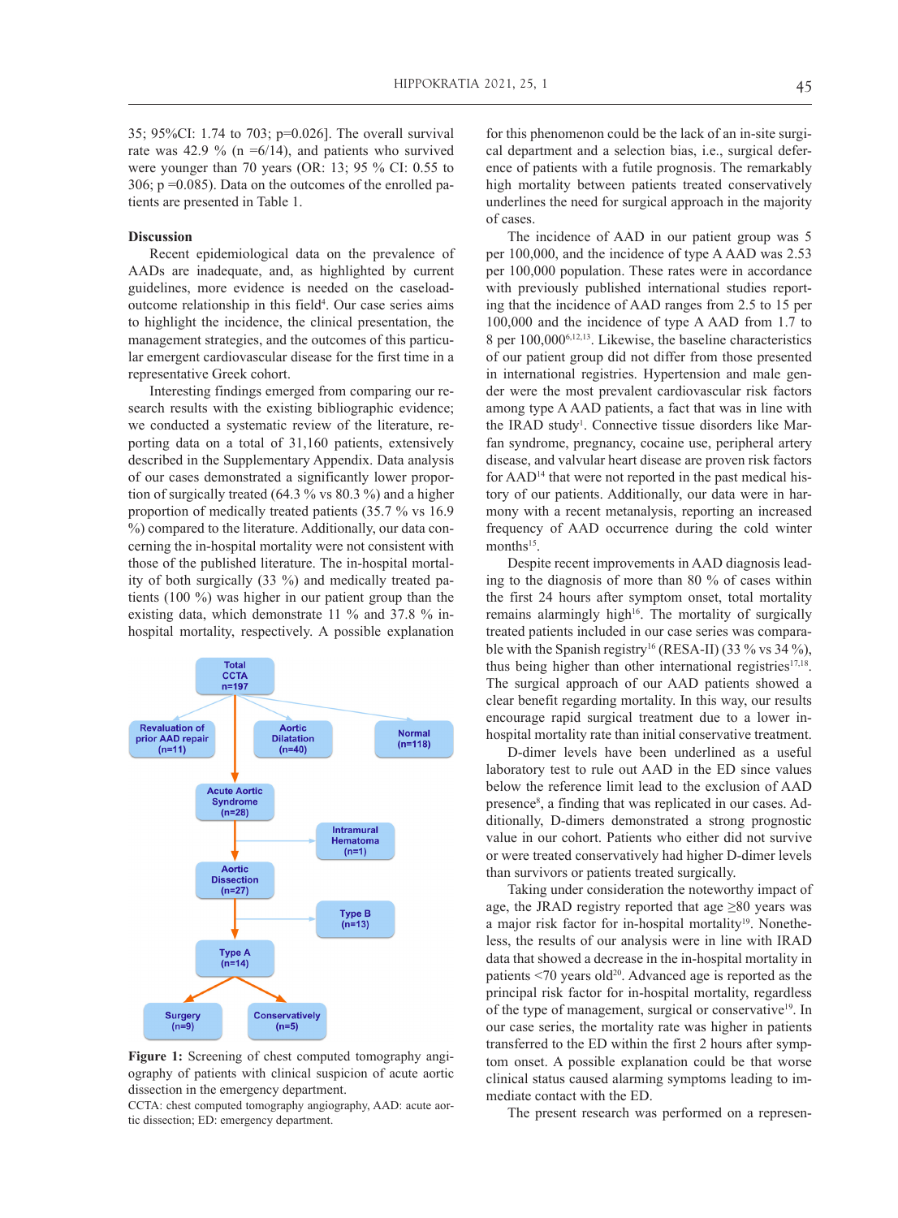35; 95%CI: 1.74 to 703; p=0.026]. The overall survival rate was 42.9 % (n =6/14), and patients who survived were younger than 70 years (OR: 13; 95 % CI: 0.55 to 306; p =0.085). Data on the outcomes of the enrolled patients are presented in Table 1.

**Discussion**

Recent epidemiological data on the prevalence of AADs are inadequate, and, as highlighted by current guidelines, more evidence is needed on the caseload-outcome relationship in this field[4]. Our case series aims to highlight the incidence, the clinical presentation, the management strategies, and the outcomes of this particular emergent cardiovascular disease for the first time in a representative Greek cohort.

Interesting findings emerged from comparing our research results with the existing bibliographic evidence; we conducted a systematic review of the literature, reporting data on a total of 31,160 patients, extensively described in the Supplementary Appendix. Data analysis of our cases demonstrated a significantly lower proportion of surgically treated (64.3 % vs 80.3 %) and a higher proportion of medically treated patients (35.7 % vs 16.9 %) compared to the literature. Additionally, our data concerning the in-hospital mortality were not consistent with those of the published literature. The in-hospital mortality of both surgically (33 %) and medically treated patients (100 %) was higher in our patient group than the existing data, which demonstrate 11 % and 37.8 % in-hospital mortality, respectively. A possible explanation for this phenomenon could be the lack of an in-site surgical department and a selection bias, i.e., surgical deference of patients with a futile prognosis. The remarkably high mortality between patients treated conservatively underlines the need for surgical approach in the majority of cases.

Total CCTA n=197 → Revaluation of prior AAD repair (n=11); Aortic Dilatation (n=40); Normal (n=118); Acute Aortic Syndrome (n=28) → Intramural Hematoma (n=1); Aortic Dissection (n=27) → Type B (n=13); Type A (n=14) → Surgery (n=9); Conservatively (n=5)

**Figure 1:** Screening of chest computed tomography angiography of patients with clinical suspicion of acute aortic dissection in the emergency department.
CCTA: chest computed tomography angiography, AAD: acute aortic dissection; ED: emergency department.

The incidence of AAD in our patient group was 5 per 100,000, and the incidence of type A AAD was 2.53 per 100,000 population. These rates were in accordance with previously published international studies reporting that the incidence of AAD ranges from 2.5 to 15 per 100,000 and the incidence of type A AAD from 1.7 to 8 per 100,000[6,12,13]. Likewise, the baseline characteristics of our patient group did not differ from those presented in international registries. Hypertension and male gender were the most prevalent cardiovascular risk factors among type A AAD patients, a fact that was in line with the IRAD study[1]. Connective tissue disorders like Marfan syndrome, pregnancy, cocaine use, peripheral artery disease, and valvular heart disease are proven risk factors for AAD[14] that were not reported in the past medical history of our patients. Additionally, our data were in harmony with a recent metanalysis, reporting an increased frequency of AAD occurrence during the cold winter months[15].

Despite recent improvements in AAD diagnosis leading to the diagnosis of more than 80 % of cases within the first 24 hours after symptom onset, total mortality remains alarmingly high[16]. The mortality of surgically treated patients included in our case series was comparable with the Spanish registry[16] (RESA-II) (33 % vs 34 %), thus being higher than other international registries[17,18]. The surgical approach of our AAD patients showed a clear benefit regarding mortality. In this way, our results encourage rapid surgical treatment due to a lower in-hospital mortality rate than initial conservative treatment.

D-dimer levels have been underlined as a useful laboratory test to rule out AAD in the ED since values below the reference limit lead to the exclusion of AAD presence[8], a finding that was replicated in our cases. Additionally, D-dimers demonstrated a strong prognostic value in our cohort. Patients who either did not survive or were treated conservatively had higher D-dimer levels than survivors or patients treated surgically.

Taking under consideration the noteworthy impact of age, the JRAD registry reported that age ≥80 years was a major risk factor for in-hospital mortality[19]. Nonetheless, the results of our analysis were in line with IRAD data that showed a decrease in the in-hospital mortality in patients <70 years old[20]. Advanced age is reported as the principal risk factor for in-hospital mortality, regardless of the type of management, surgical or conservative[19]. In our case series, the mortality rate was higher in patients transferred to the ED within the first 2 hours after symptom onset. A possible explanation could be that worse clinical status caused alarming symptoms leading to immediate contact with the ED.

The present research was performed on a represen-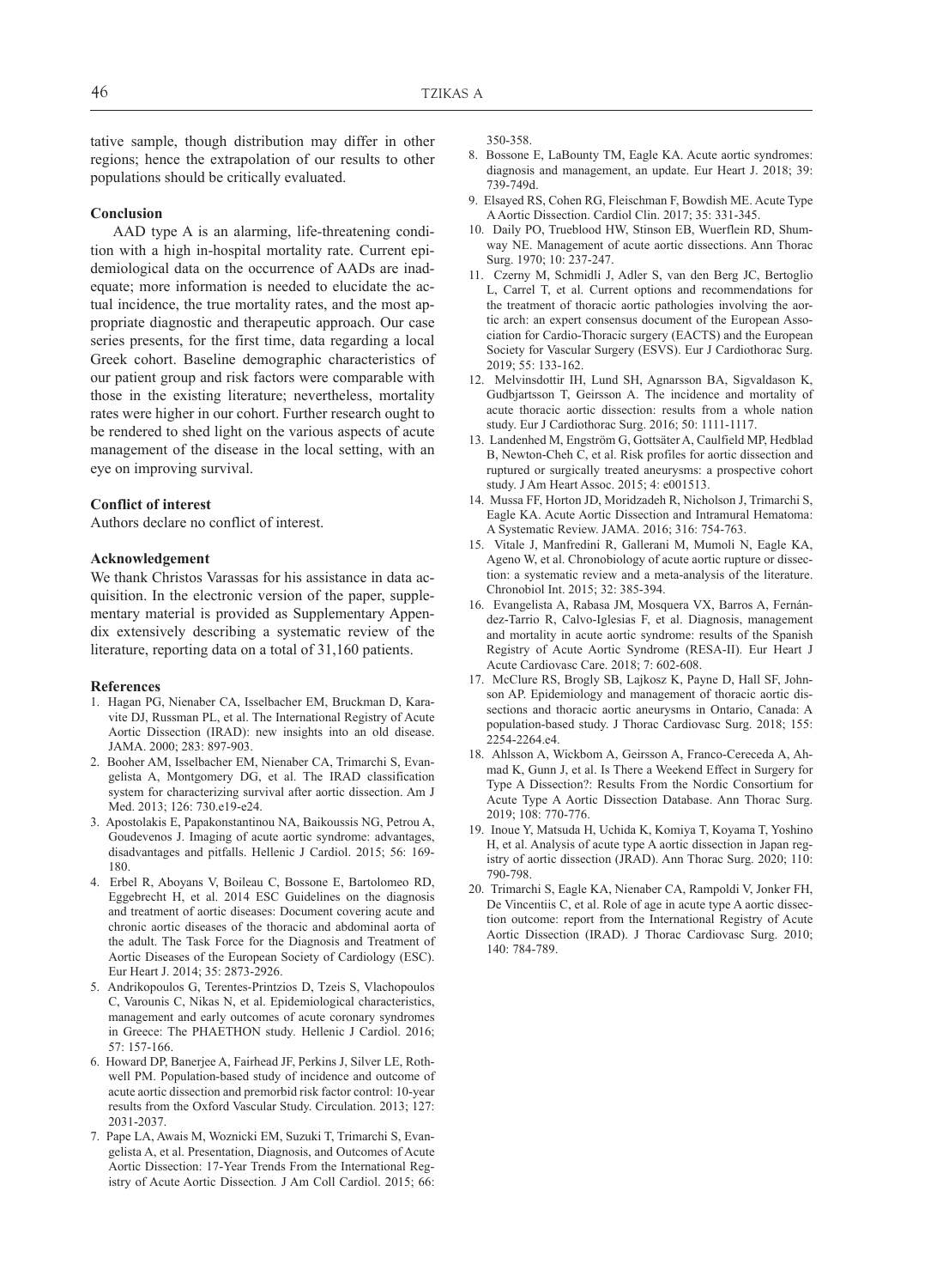tative sample, though distribution may differ in other regions; hence the extrapolation of our results to other populations should be critically evaluated.

## Conclusion

AAD type A is an alarming, life-threatening condition with a high in-hospital mortality rate. Current epidemiological data on the occurrence of AADs are inadequate; more information is needed to elucidate the actual incidence, the true mortality rates, and the most appropriate diagnostic and therapeutic approach. Our case series presents, for the first time, data regarding a local Greek cohort. Baseline demographic characteristics of our patient group and risk factors were comparable with those in the existing literature; nevertheless, mortality rates were higher in our cohort. Further research ought to be rendered to shed light on the various aspects of acute management of the disease in the local setting, with an eye on improving survival.

## Conflict of interest

Authors declare no conflict of interest.

## Acknowledgement

We thank Christos Varassas for his assistance in data acquisition. In the electronic version of the paper, supplementary material is provided as Supplementary Appendix extensively describing a systematic review of the literature, reporting data on a total of 31,160 patients.

## References

1. Hagan PG, Nienaber CA, Isselbacher EM, Bruckman D, Karavite DJ, Russman PL, et al. The International Registry of Acute Aortic Dissection (IRAD): new insights into an old disease. JAMA. 2000; 283: 897-903.
2. Booher AM, Isselbacher EM, Nienaber CA, Trimarchi S, Evangelista A, Montgomery DG, et al. The IRAD classification system for characterizing survival after aortic dissection. Am J Med. 2013; 126: 730.e19-e24.
3. Apostolakis E, Papakonstantinou NA, Baikoussis NG, Petrou A, Goudevenos J. Imaging of acute aortic syndrome: advantages, disadvantages and pitfalls. Hellenic J Cardiol. 2015; 56: 169-180.
4. Erbel R, Aboyans V, Boileau C, Bossone E, Bartolomeo RD, Eggebrecht H, et al. 2014 ESC Guidelines on the diagnosis and treatment of aortic diseases: Document covering acute and chronic aortic diseases of the thoracic and abdominal aorta of the adult. The Task Force for the Diagnosis and Treatment of Aortic Diseases of the European Society of Cardiology (ESC). Eur Heart J. 2014; 35: 2873-2926.
5. Andrikopoulos G, Terentes-Printzios D, Tzeis S, Vlachopoulos C, Varounis C, Nikas N, et al. Epidemiological characteristics, management and early outcomes of acute coronary syndromes in Greece: The PHAETHON study. Hellenic J Cardiol. 2016; 57: 157-166.
6. Howard DP, Banerjee A, Fairhead JF, Perkins J, Silver LE, Rothwell PM. Population-based study of incidence and outcome of acute aortic dissection and premorbid risk factor control: 10-year results from the Oxford Vascular Study. Circulation. 2013; 127: 2031-2037.
7. Pape LA, Awais M, Woznicki EM, Suzuki T, Trimarchi S, Evangelista A, et al. Presentation, Diagnosis, and Outcomes of Acute Aortic Dissection: 17-Year Trends From the International Registry of Acute Aortic Dissection. J Am Coll Cardiol. 2015; 66: 350-358.
8. Bossone E, LaBounty TM, Eagle KA. Acute aortic syndromes: diagnosis and management, an update. Eur Heart J. 2018; 39: 739-749d.
9. Elsayed RS, Cohen RG, Fleischman F, Bowdish ME. Acute Type A Aortic Dissection. Cardiol Clin. 2017; 35: 331-345.
10. Daily PO, Trueblood HW, Stinson EB, Wuerflein RD, Shumway NE. Management of acute aortic dissections. Ann Thorac Surg. 1970; 10: 237-247.
11. Czerny M, Schmidli J, Adler S, van den Berg JC, Bertoglio L, Carrel T, et al. Current options and recommendations for the treatment of thoracic aortic pathologies involving the aortic arch: an expert consensus document of the European Association for Cardio-Thoracic surgery (EACTS) and the European Society for Vascular Surgery (ESVS). Eur J Cardiothorac Surg. 2019; 55: 133-162.
12. Melvinsdottir IH, Lund SH, Agnarsson BA, Sigvaldason K, Gudbjartsson T, Geirsson A. The incidence and mortality of acute thoracic aortic dissection: results from a whole nation study. Eur J Cardiothorac Surg. 2016; 50: 1111-1117.
13. Landenhed M, Engström G, Gottsäter A, Caulfield MP, Hedblad B, Newton-Cheh C, et al. Risk profiles for aortic dissection and ruptured or surgically treated aneurysms: a prospective cohort study. J Am Heart Assoc. 2015; 4: e001513.
14. Mussa FF, Horton JD, Moridzadeh R, Nicholson J, Trimarchi S, Eagle KA. Acute Aortic Dissection and Intramural Hematoma: A Systematic Review. JAMA. 2016; 316: 754-763.
15. Vitale J, Manfredini R, Gallerani M, Mumoli N, Eagle KA, Ageno W, et al. Chronobiology of acute aortic rupture or dissection: a systematic review and a meta-analysis of the literature. Chronobiol Int. 2015; 32: 385-394.
16. Evangelista A, Rabasa JM, Mosquera VX, Barros A, Fernández-Tarrio R, Calvo-Iglesias F, et al. Diagnosis, management and mortality in acute aortic syndrome: results of the Spanish Registry of Acute Aortic Syndrome (RESA-II). Eur Heart J Acute Cardiovasc Care. 2018; 7: 602-608.
17. McClure RS, Brogly SB, Lajkosz K, Payne D, Hall SF, Johnson AP. Epidemiology and management of thoracic aortic dissections and thoracic aortic aneurysms in Ontario, Canada: A population-based study. J Thorac Cardiovasc Surg. 2018; 155: 2254-2264.e4.
18. Ahlsson A, Wickbom A, Geirsson A, Franco-Cereceda A, Ahmad K, Gunn J, et al. Is There a Weekend Effect in Surgery for Type A Dissection?: Results From the Nordic Consortium for Acute Type A Aortic Dissection Database. Ann Thorac Surg. 2019; 108: 770-776.
19. Inoue Y, Matsuda H, Uchida K, Komiya T, Koyama T, Yoshino H, et al. Analysis of acute type A aortic dissection in Japan registry of aortic dissection (JRAD). Ann Thorac Surg. 2020; 110: 790-798.
20. Trimarchi S, Eagle KA, Nienaber CA, Rampoldi V, Jonker FH, De Vincentiis C, et al. Role of age in acute type A aortic dissection outcome: report from the International Registry of Acute Aortic Dissection (IRAD). J Thorac Cardiovasc Surg. 2010; 140: 784-789.